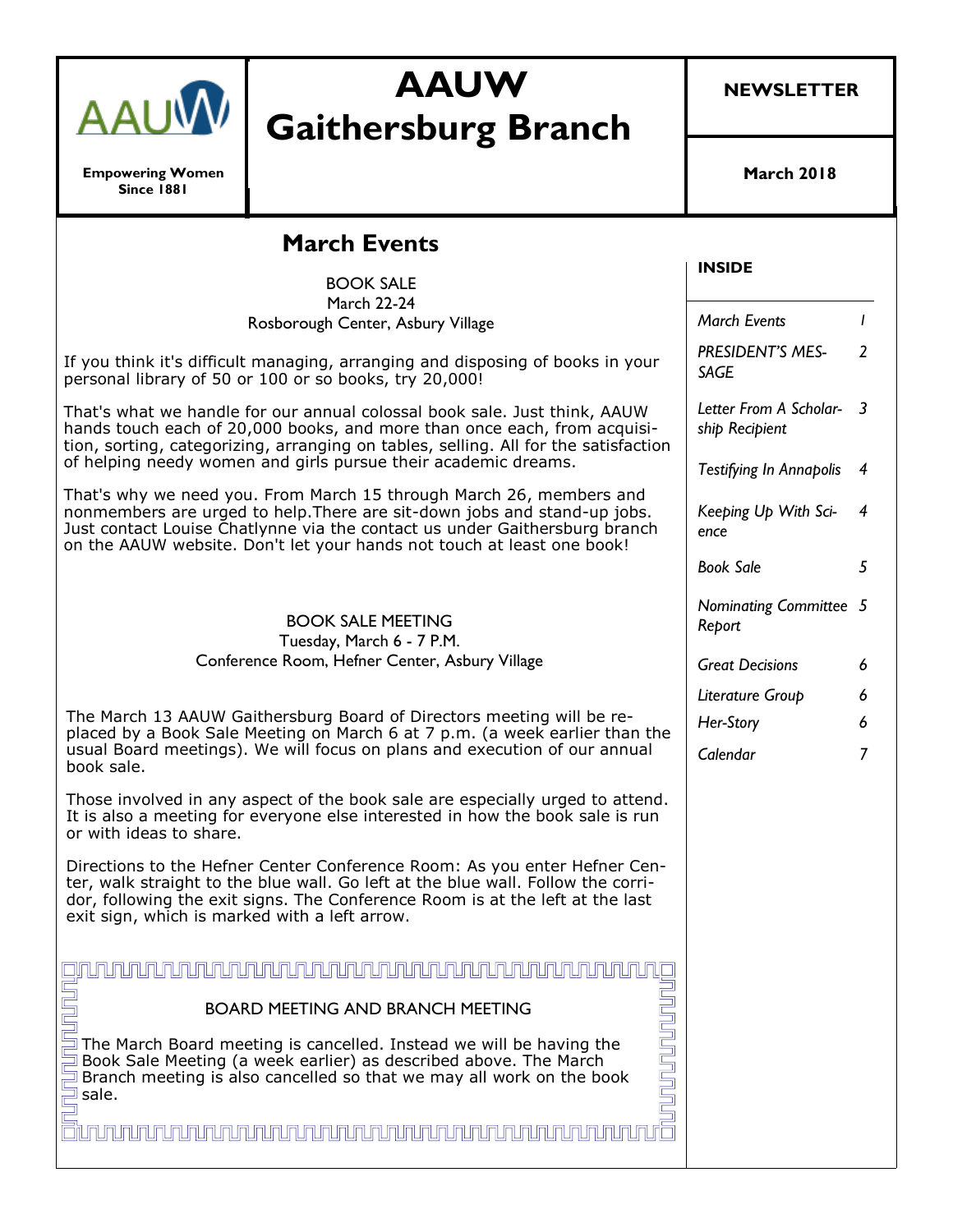# AAUW Gaithersburg Branch

**Empowering Women Since 1881**

**NEWSLETTER**

**March 2018**

## March Events

BOOK SALE
March 22-24
Rosborough Center, Asbury Village

If you think it's difficult managing, arranging and disposing of books in your personal library of 50 or 100 or so books, try 20,000!

That's what we handle for our annual colossal book sale. Just think, AAUW hands touch each of 20,000 books, and more than once each, from acquisition, sorting, categorizing, arranging on tables, selling. All for the satisfaction of helping needy women and girls pursue their academic dreams.

That's why we need you. From March 15 through March 26, members and nonmembers are urged to help.There are sit-down jobs and stand-up jobs. Just contact Louise Chatlynne via the contact us under Gaithersburg branch on the AAUW website. Don't let your hands not touch at least one book!

BOOK SALE MEETING
Tuesday, March 6 - 7 P.M.
Conference Room, Hefner Center, Asbury Village

The March 13 AAUW Gaithersburg Board of Directors meeting will be replaced by a Book Sale Meeting on March 6 at 7 p.m. (a week earlier than the usual Board meetings). We will focus on plans and execution of our annual book sale.

Those involved in any aspect of the book sale are especially urged to attend. It is also a meeting for everyone else interested in how the book sale is run or with ideas to share.

Directions to the Hefner Center Conference Room: As you enter Hefner Center, walk straight to the blue wall. Go left at the blue wall. Follow the corridor, following the exit signs. The Conference Room is at the left at the last exit sign, which is marked with a left arrow.

BOARD MEETING AND BRANCH MEETING

The March Board meeting is cancelled. Instead we will be having the Book Sale Meeting (a week earlier) as described above. The March Branch meeting is also cancelled so that we may all work on the book sale.

**INSIDE**

| | |
|---|---|
| *March Events* | *1* |
| *PRESIDENT'S MESSAGE* | *2* |
| *Letter From A Scholarship Recipient* | *3* |
| *Testifying In Annapolis* | *4* |
| *Keeping Up With Science* | *4* |
| *Book Sale* | *5* |
| *Nominating Committee Report* | *5* |
| *Great Decisions* | *6* |
| *Literature Group* | *6* |
| *Her-Story* | *6* |
| *Calendar* | *7* |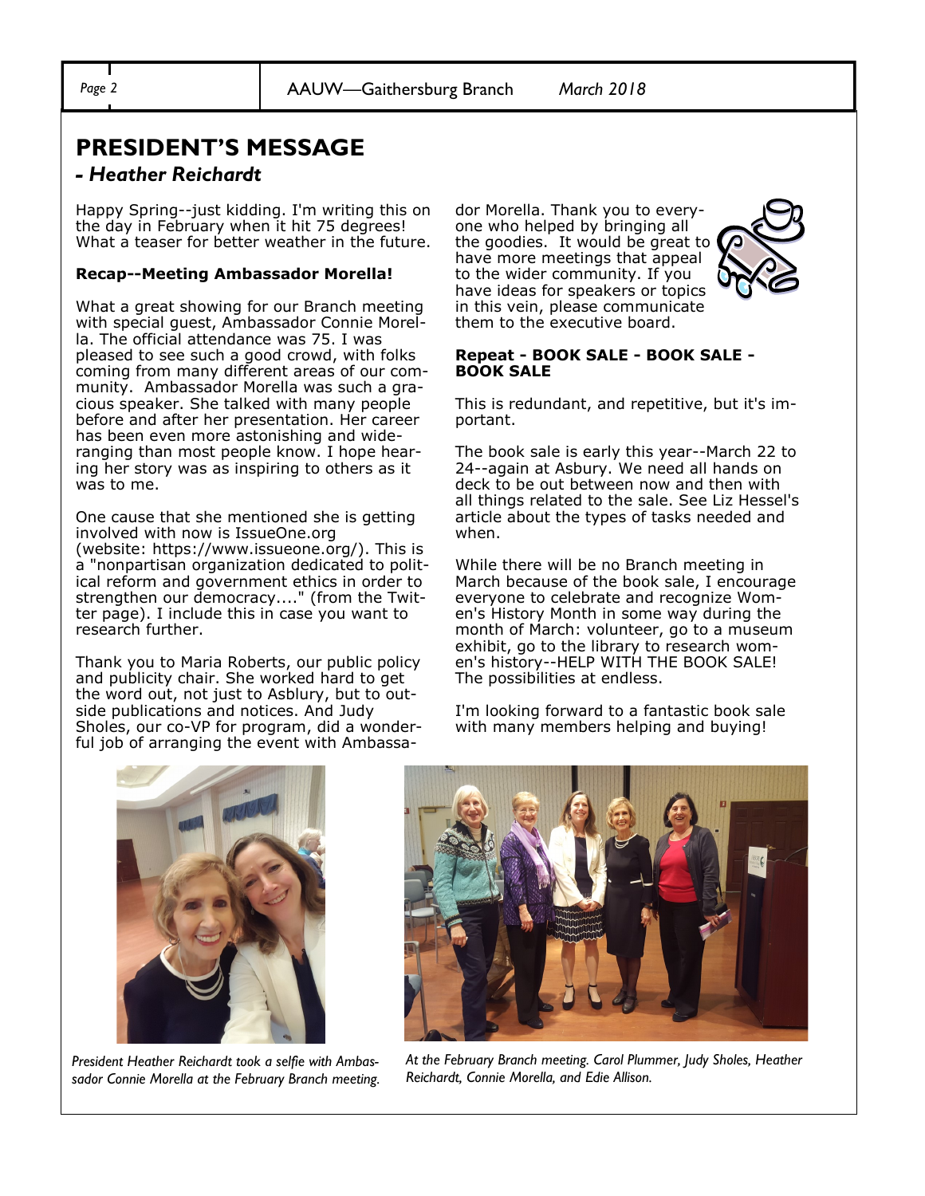## PRESIDENT'S MESSAGE

### *- Heather Reichardt*

Happy Spring--just kidding. I'm writing this on the day in February when it hit 75 degrees! What a teaser for better weather in the future.

**Recap--Meeting Ambassador Morella!**

What a great showing for our Branch meeting with special guest, Ambassador Connie Morella. The official attendance was 75. I was pleased to see such a good crowd, with folks coming from many different areas of our community. Ambassador Morella was such a gracious speaker. She talked with many people before and after her presentation. Her career has been even more astonishing and wide-ranging than most people know. I hope hearing her story was as inspiring to others as it was to me.

One cause that she mentioned she is getting involved with now is IssueOne.org (website: https://www.issueone.org/). This is a "nonpartisan organization dedicated to political reform and government ethics in order to strengthen our democracy...." (from the Twitter page). I include this in case you want to research further.

Thank you to Maria Roberts, our public policy and publicity chair. She worked hard to get the word out, not just to Asblury, but to outside publications and notices. And Judy Sholes, our co-VP for program, did a wonderful job of arranging the event with Ambassador Morella. Thank you to everyone who helped by bringing all the goodies. It would be great to have more meetings that appeal to the wider community. If you have ideas for speakers or topics in this vein, please communicate them to the executive board.

**Repeat - BOOK SALE - BOOK SALE - BOOK SALE**

This is redundant, and repetitive, but it's important.

The book sale is early this year--March 22 to 24--again at Asbury. We need all hands on deck to be out between now and then with all things related to the sale. See Liz Hessel's article about the types of tasks needed and when.

While there will be no Branch meeting in March because of the book sale, I encourage everyone to celebrate and recognize Women's History Month in some way during the month of March: volunteer, go to a museum exhibit, go to the library to research women's history--HELP WITH THE BOOK SALE! The possibilities at endless.

I'm looking forward to a fantastic book sale with many members helping and buying!

*President Heather Reichardt took a selfie with Ambassador Connie Morella at the February Branch meeting.*

*At the February Branch meeting. Carol Plummer, Judy Sholes, Heather Reichardt, Connie Morella, and Edie Allison.*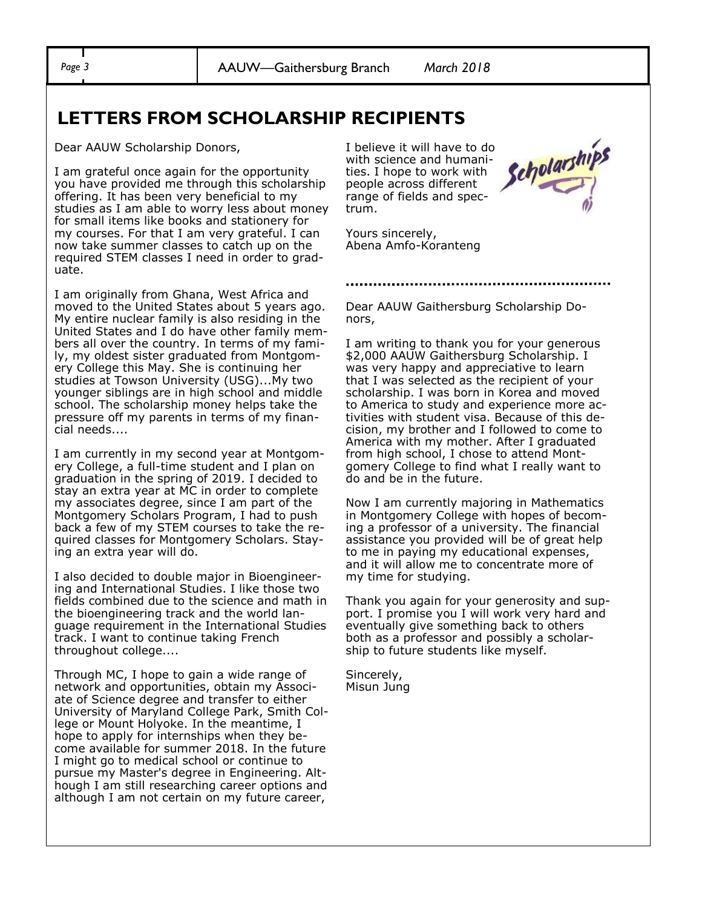## LETTERS FROM SCHOLARSHIP RECIPIENTS

Dear AAUW Scholarship Donors,

I am grateful once again for the opportunity you have provided me through this scholarship offering. It has been very beneficial to my studies as I am able to worry less about money for small items like books and stationery for my courses. For that I am very grateful. I can now take summer classes to catch up on the required STEM classes I need in order to graduate.

I am originally from Ghana, West Africa and moved to the United States about 5 years ago. My entire nuclear family is also residing in the United States and I do have other family members all over the country. In terms of my family, my oldest sister graduated from Montgomery College this May. She is continuing her studies at Towson University (USG)...My two younger siblings are in high school and middle school. The scholarship money helps take the pressure off my parents in terms of my financial needs....

I am currently in my second year at Montgomery College, a full-time student and I plan on graduation in the spring of 2019. I decided to stay an extra year at MC in order to complete my associates degree, since I am part of the Montgomery Scholars Program, I had to push back a few of my STEM courses to take the required classes for Montgomery Scholars. Staying an extra year will do.

I also decided to double major in Bioengineering and International Studies. I like those two fields combined due to the science and math in the bioengineering track and the world language requirement in the International Studies track. I want to continue taking French throughout college....

Through MC, I hope to gain a wide range of network and opportunities, obtain my Associate of Science degree and transfer to either University of Maryland College Park, Smith College or Mount Holyoke. In the meantime, I hope to apply for internships when they become available for summer 2018. In the future I might go to medical school or continue to pursue my Master's degree in Engineering. Although I am still researching career options and although I am not certain on my future career, I believe it will have to do with science and humanities. I hope to work with people across different range of fields and spectrum.

Yours sincerely,
Abena Amfo-Koranteng

---

Dear AAUW Gaithersburg Scholarship Donors,

I am writing to thank you for your generous $2,000 AAUW Gaithersburg Scholarship. I was very happy and appreciative to learn that I was selected as the recipient of your scholarship. I was born in Korea and moved to America to study and experience more activities with student visa. Because of this decision, my brother and I followed to come to America with my mother. After I graduated from high school, I chose to attend Montgomery College to find what I really want to do and be in the future.

Now I am currently majoring in Mathematics in Montgomery College with hopes of becoming a professor of a university. The financial assistance you provided will be of great help to me in paying my educational expenses, and it will allow me to concentrate more of my time for studying.

Thank you again for your generosity and support. I promise you I will work very hard and eventually give something back to others both as a professor and possibly a scholarship to future students like myself.

Sincerely,
Misun Jung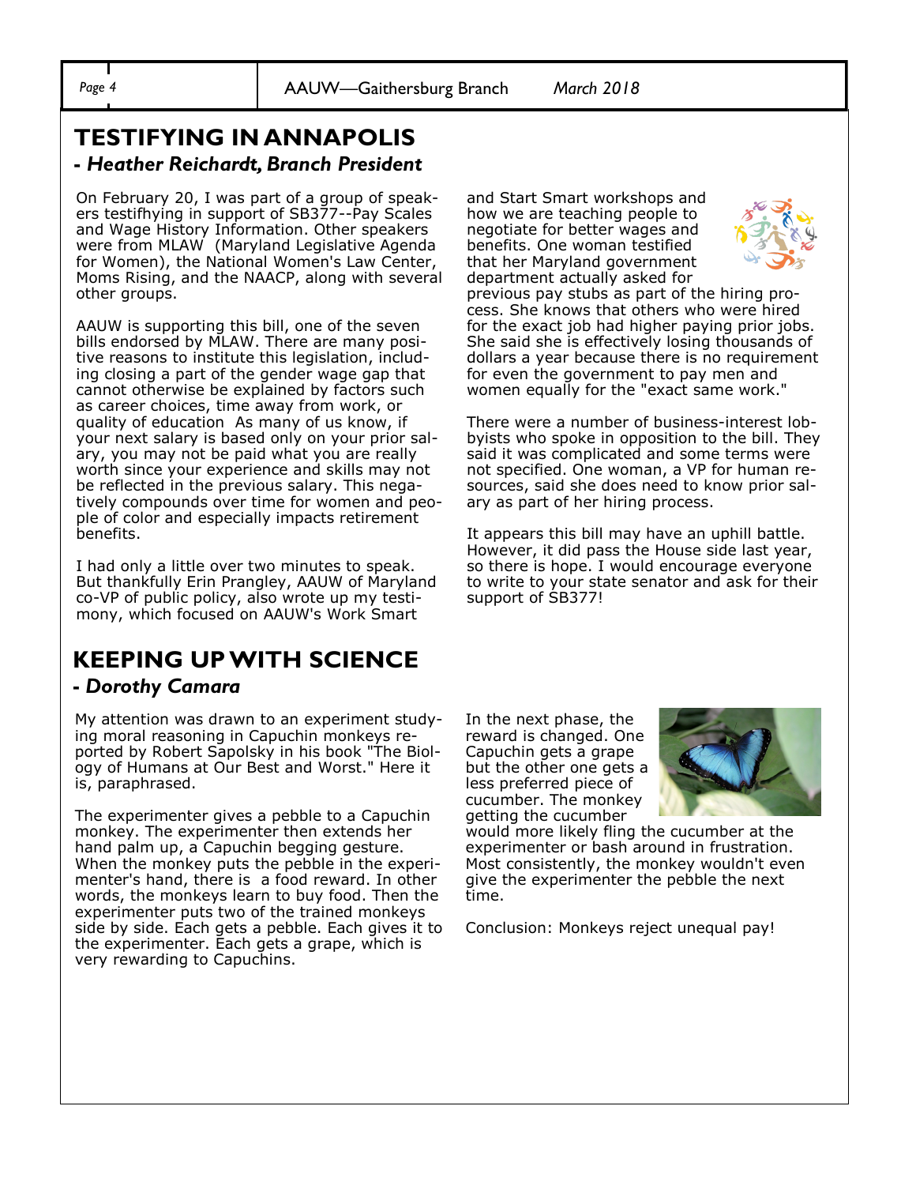## TESTIFYING IN ANNAPOLIS

### - *Heather Reichardt, Branch President*

On February 20, I was part of a group of speakers testifhying in support of SB377--Pay Scales and Wage History Information. Other speakers were from MLAW (Maryland Legislative Agenda for Women), the National Women's Law Center, Moms Rising, and the NAACP, along with several other groups.

AAUW is supporting this bill, one of the seven bills endorsed by MLAW. There are many positive reasons to institute this legislation, including closing a part of the gender wage gap that cannot otherwise be explained by factors such as career choices, time away from work, or quality of education As many of us know, if your next salary is based only on your prior salary, you may not be paid what you are really worth since your experience and skills may not be reflected in the previous salary. This negatively compounds over time for women and people of color and especially impacts retirement benefits.

I had only a little over two minutes to speak. But thankfully Erin Prangley, AAUW of Maryland co-VP of public policy, also wrote up my testimony, which focused on AAUW's Work Smart and Start Smart workshops and how we are teaching people to negotiate for better wages and benefits. One woman testified that her Maryland government department actually asked for previous pay stubs as part of the hiring process. She knows that others who were hired for the exact job had higher paying prior jobs. She said she is effectively losing thousands of dollars a year because there is no requirement for even the government to pay men and women equally for the "exact same work."

There were a number of business-interest lobbyists who spoke in opposition to the bill. They said it was complicated and some terms were not specified. One woman, a VP for human resources, said she does need to know prior salary as part of her hiring process.

It appears this bill may have an uphill battle. However, it did pass the House side last year, so there is hope. I would encourage everyone to write to your state senator and ask for their support of SB377!

## KEEPING UP WITH SCIENCE

### - *Dorothy Camara*

My attention was drawn to an experiment studying moral reasoning in Capuchin monkeys reported by Robert Sapolsky in his book "The Biology of Humans at Our Best and Worst." Here it is, paraphrased.

The experimenter gives a pebble to a Capuchin monkey. The experimenter then extends her hand palm up, a Capuchin begging gesture. When the monkey puts the pebble in the experimenter's hand, there is a food reward. In other words, the monkeys learn to buy food. Then the experimenter puts two of the trained monkeys side by side. Each gets a pebble. Each gives it to the experimenter. Each gets a grape, which is very rewarding to Capuchins.

In the next phase, the reward is changed. One Capuchin gets a grape but the other one gets a less preferred piece of cucumber. The monkey getting the cucumber would more likely fling the cucumber at the experimenter or bash around in frustration. Most consistently, the monkey wouldn't even give the experimenter the pebble the next time.

Conclusion: Monkeys reject unequal pay!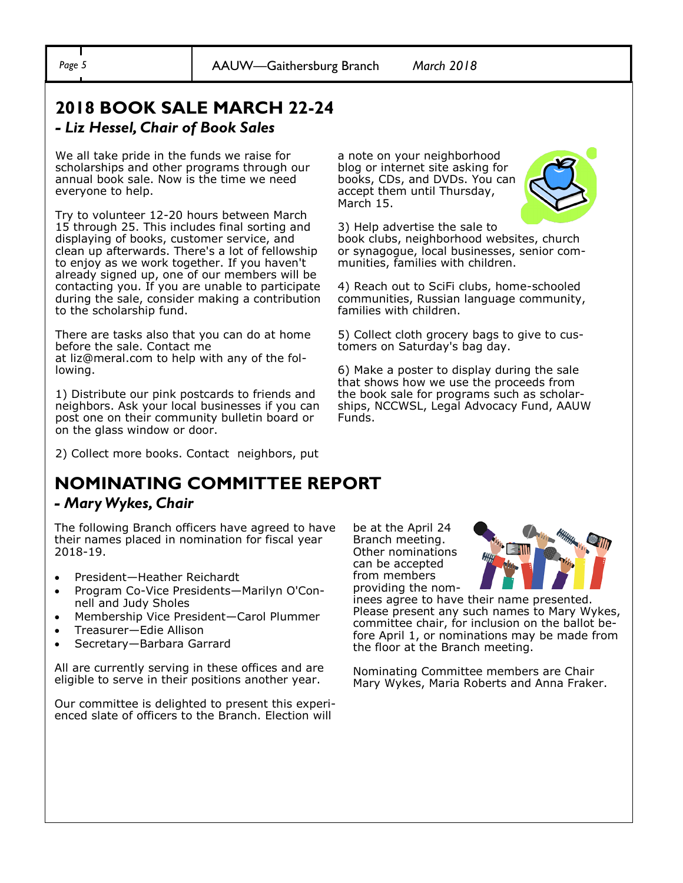## 2018 BOOK SALE MARCH 22-24

### *- Liz Hessel, Chair of Book Sales*

We all take pride in the funds we raise for scholarships and other programs through our annual book sale. Now is the time we need everyone to help.

Try to volunteer 12-20 hours between March 15 through 25. This includes final sorting and displaying of books, customer service, and clean up afterwards. There's a lot of fellowship to enjoy as we work together. If you haven't already signed up, one of our members will be contacting you. If you are unable to participate during the sale, consider making a contribution to the scholarship fund.

There are tasks also that you can do at home before the sale. Contact me at liz@meral.com to help with any of the following.

1) Distribute our pink postcards to friends and neighbors. Ask your local businesses if you can post one on their community bulletin board or on the glass window or door.

2) Collect more books. Contact neighbors, put a note on your neighborhood blog or internet site asking for books, CDs, and DVDs. You can accept them until Thursday, March 15.

3) Help advertise the sale to book clubs, neighborhood websites, church or synagogue, local businesses, senior communities, families with children.

4) Reach out to SciFi clubs, home-schooled communities, Russian language community, families with children.

5) Collect cloth grocery bags to give to customers on Saturday's bag day.

6) Make a poster to display during the sale that shows how we use the proceeds from the book sale for programs such as scholarships, NCCWSL, Legal Advocacy Fund, AAUW Funds.

## NOMINATING COMMITTEE REPORT

### *- Mary Wykes, Chair*

The following Branch officers have agreed to have their names placed in nomination for fiscal year 2018-19.

- President—Heather Reichardt
- Program Co-Vice Presidents—Marilyn O'Connell and Judy Sholes
- Membership Vice President—Carol Plummer
- Treasurer—Edie Allison
- Secretary—Barbara Garrard

All are currently serving in these offices and are eligible to serve in their positions another year.

Our committee is delighted to present this experienced slate of officers to the Branch. Election will be at the April 24 Branch meeting. Other nominations can be accepted from members providing the nominees agree to have their name presented. Please present any such names to Mary Wykes, committee chair, for inclusion on the ballot before April 1, or nominations may be made from the floor at the Branch meeting.

Nominating Committee members are Chair Mary Wykes, Maria Roberts and Anna Fraker.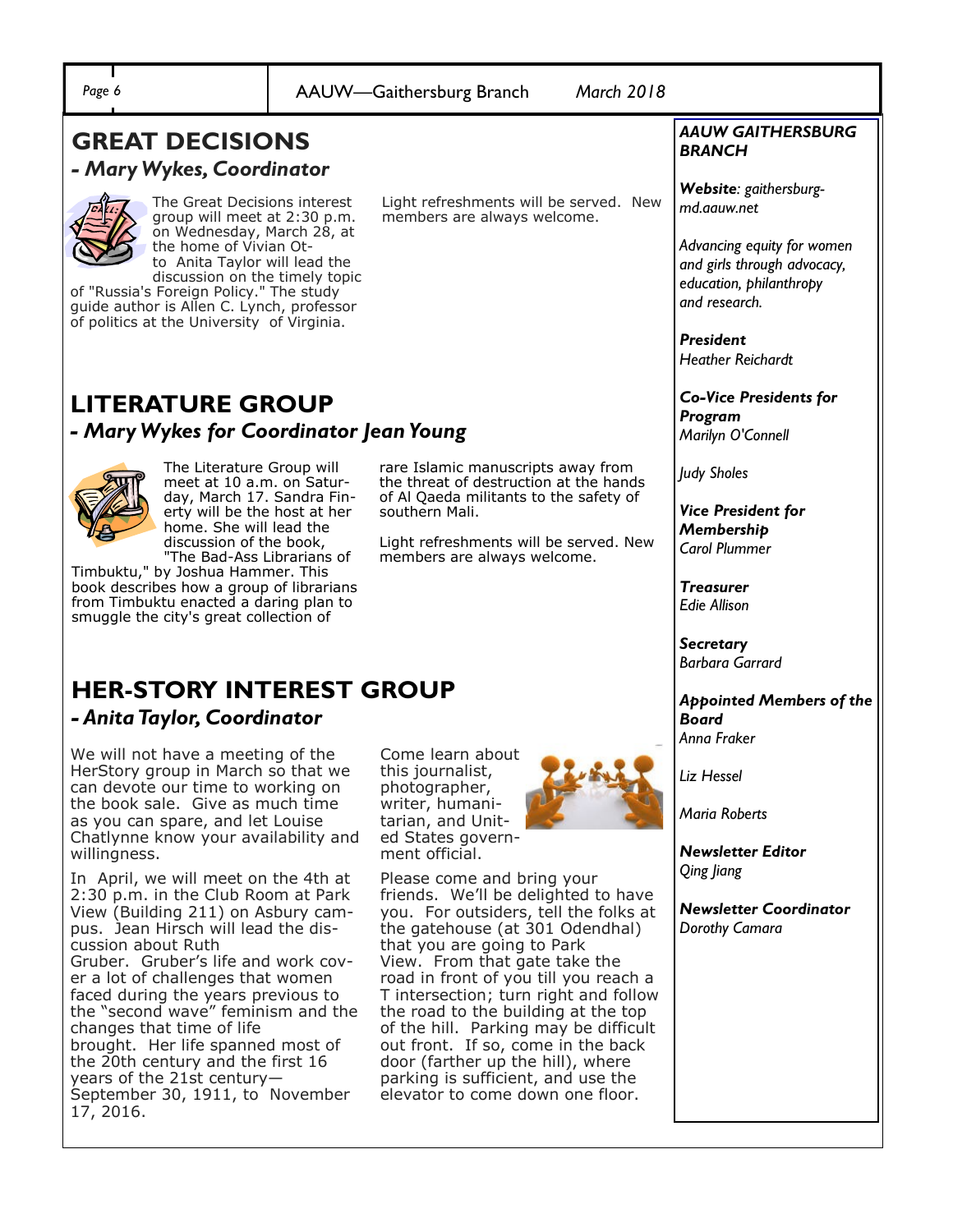## GREAT DECISIONS

### *- Mary Wykes, Coordinator*

The Great Decisions interest group will meet at 2:30 p.m. on Wednesday, March 28, at the home of Vivian Otto Anita Taylor will lead the discussion on the timely topic of "Russia's Foreign Policy." The study guide author is Allen C. Lynch, professor of politics at the University of Virginia.

Light refreshments will be served. New members are always welcome.

## LITERATURE GROUP

### *- Mary Wykes for Coordinator Jean Young*

The Literature Group will meet at 10 a.m. on Saturday, March 17. Sandra Finerty will be the host at her home. She will lead the discussion of the book, "The Bad-Ass Librarians of Timbuktu," by Joshua Hammer. This book describes how a group of librarians from Timbuktu enacted a daring plan to smuggle the city's great collection of rare Islamic manuscripts away from the threat of destruction at the hands of Al Qaeda militants to the safety of southern Mali.

Light refreshments will be served. New members are always welcome.

## HER-STORY INTEREST GROUP

### *- Anita Taylor, Coordinator*

We will not have a meeting of the HerStory group in March so that we can devote our time to working on the book sale. Give as much time as you can spare, and let Louise Chatlynne know your availability and willingness.

In April, we will meet on the 4th at 2:30 p.m. in the Club Room at Park View (Building 211) on Asbury campus. Jean Hirsch will lead the discussion about Ruth Gruber. Gruber's life and work cover a lot of challenges that women faced during the years previous to the "second wave" feminism and the changes that time of life brought. Her life spanned most of the 20th century and the first 16 years of the 21st century—September 30, 1911, to November 17, 2016.

Come learn about this journalist, photographer, writer, humanitarian, and United States government official.

Please come and bring your friends. We'll be delighted to have you. For outsiders, tell the folks at the gatehouse (at 301 Odendhal) that you are going to Park View. From that gate take the road in front of you till you reach a T intersection; turn right and follow the road to the building at the top of the hill. Parking may be difficult out front. If so, come in the back door (farther up the hill), where parking is sufficient, and use the elevator to come down one floor.

---

***AAUW GAITHERSBURG BRANCH***

***Website**: gaithersburg-md.aauw.net*

*Advancing equity for women and girls through advocacy, education, philanthropy and research.*

***President***
*Heather Reichardt*

***Co-Vice Presidents for Program***
*Marilyn O'Connell*

*Judy Sholes*

***Vice President for Membership***
*Carol Plummer*

***Treasurer***
*Edie Allison*

***Secretary***
*Barbara Garrard*

***Appointed Members of the Board***
*Anna Fraker*

*Liz Hessel*

*Maria Roberts*

***Newsletter Editor***
*Qing Jiang*

***Newsletter Coordinator***
*Dorothy Camara*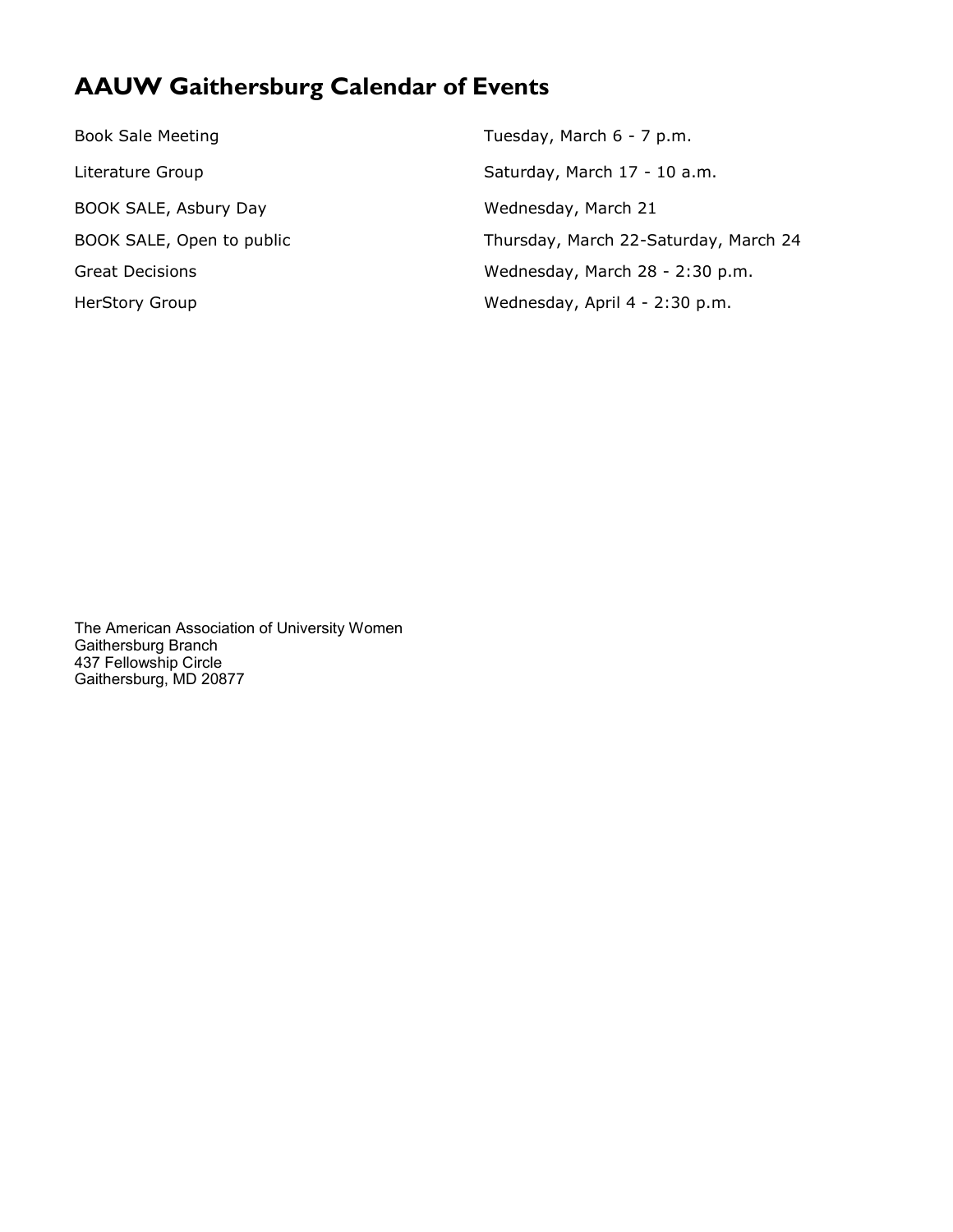# AAUW Gaithersburg Calendar of Events

| | |
|---|---|
| Book Sale Meeting | Tuesday, March 6 - 7 p.m. |
| Literature Group | Saturday, March 17 - 10 a.m. |
| BOOK SALE, Asbury Day | Wednesday, March 21 |
| BOOK SALE, Open to public | Thursday, March 22-Saturday, March 24 |
| Great Decisions | Wednesday, March 28 - 2:30 p.m. |
| HerStory Group | Wednesday, April 4 - 2:30 p.m. |

The American Association of University Women
Gaithersburg Branch
437 Fellowship Circle
Gaithersburg, MD 20877